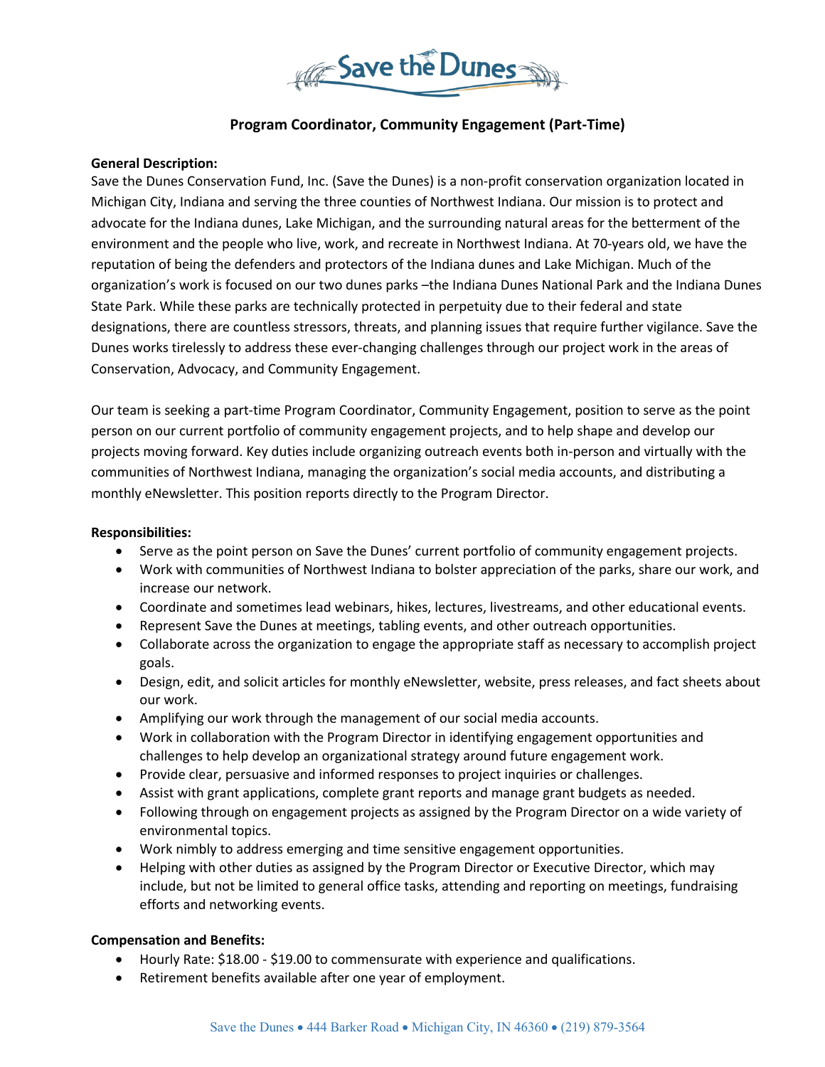Save the Dunes

# Program Coordinator, Community Engagement (Part-Time)

**General Description:**

Save the Dunes Conservation Fund, Inc. (Save the Dunes) is a non-profit conservation organization located in Michigan City, Indiana and serving the three counties of Northwest Indiana. Our mission is to protect and advocate for the Indiana dunes, Lake Michigan, and the surrounding natural areas for the betterment of the environment and the people who live, work, and recreate in Northwest Indiana. At 70-years old, we have the reputation of being the defenders and protectors of the Indiana dunes and Lake Michigan. Much of the organization's work is focused on our two dunes parks –the Indiana Dunes National Park and the Indiana Dunes State Park. While these parks are technically protected in perpetuity due to their federal and state designations, there are countless stressors, threats, and planning issues that require further vigilance. Save the Dunes works tirelessly to address these ever-changing challenges through our project work in the areas of Conservation, Advocacy, and Community Engagement.

Our team is seeking a part-time Program Coordinator, Community Engagement, position to serve as the point person on our current portfolio of community engagement projects, and to help shape and develop our projects moving forward. Key duties include organizing outreach events both in-person and virtually with the communities of Northwest Indiana, managing the organization's social media accounts, and distributing a monthly eNewsletter. This position reports directly to the Program Director.

**Responsibilities:**

- Serve as the point person on Save the Dunes' current portfolio of community engagement projects.
- Work with communities of Northwest Indiana to bolster appreciation of the parks, share our work, and increase our network.
- Coordinate and sometimes lead webinars, hikes, lectures, livestreams, and other educational events.
- Represent Save the Dunes at meetings, tabling events, and other outreach opportunities.
- Collaborate across the organization to engage the appropriate staff as necessary to accomplish project goals.
- Design, edit, and solicit articles for monthly eNewsletter, website, press releases, and fact sheets about our work.
- Amplifying our work through the management of our social media accounts.
- Work in collaboration with the Program Director in identifying engagement opportunities and challenges to help develop an organizational strategy around future engagement work.
- Provide clear, persuasive and informed responses to project inquiries or challenges.
- Assist with grant applications, complete grant reports and manage grant budgets as needed.
- Following through on engagement projects as assigned by the Program Director on a wide variety of environmental topics.
- Work nimbly to address emerging and time sensitive engagement opportunities.
- Helping with other duties as assigned by the Program Director or Executive Director, which may include, but not be limited to general office tasks, attending and reporting on meetings, fundraising efforts and networking events.

**Compensation and Benefits:**

- Hourly Rate: $18.00 - $19.00 to commensurate with experience and qualifications.
- Retirement benefits available after one year of employment.

Save the Dunes • 444 Barker Road • Michigan City, IN 46360 • (219) 879-3564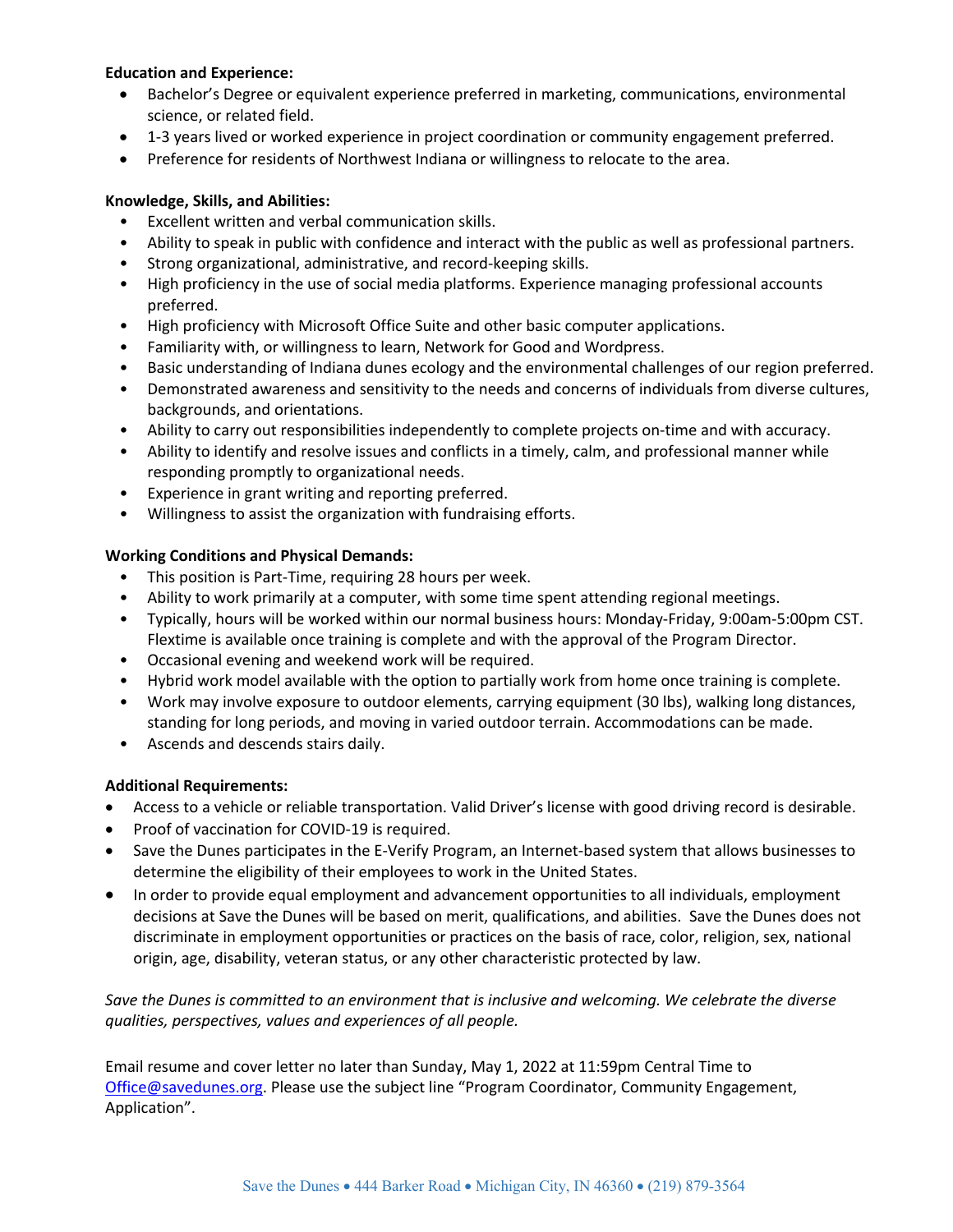**Education and Experience:**

- Bachelor's Degree or equivalent experience preferred in marketing, communications, environmental science, or related field.
- 1-3 years lived or worked experience in project coordination or community engagement preferred.
- Preference for residents of Northwest Indiana or willingness to relocate to the area.

**Knowledge, Skills, and Abilities:**

- Excellent written and verbal communication skills.
- Ability to speak in public with confidence and interact with the public as well as professional partners.
- Strong organizational, administrative, and record-keeping skills.
- High proficiency in the use of social media platforms. Experience managing professional accounts preferred.
- High proficiency with Microsoft Office Suite and other basic computer applications.
- Familiarity with, or willingness to learn, Network for Good and Wordpress.
- Basic understanding of Indiana dunes ecology and the environmental challenges of our region preferred.
- Demonstrated awareness and sensitivity to the needs and concerns of individuals from diverse cultures, backgrounds, and orientations.
- Ability to carry out responsibilities independently to complete projects on-time and with accuracy.
- Ability to identify and resolve issues and conflicts in a timely, calm, and professional manner while responding promptly to organizational needs.
- Experience in grant writing and reporting preferred.
- Willingness to assist the organization with fundraising efforts.

**Working Conditions and Physical Demands:**

- This position is Part-Time, requiring 28 hours per week.
- Ability to work primarily at a computer, with some time spent attending regional meetings.
- Typically, hours will be worked within our normal business hours: Monday-Friday, 9:00am-5:00pm CST. Flextime is available once training is complete and with the approval of the Program Director.
- Occasional evening and weekend work will be required.
- Hybrid work model available with the option to partially work from home once training is complete.
- Work may involve exposure to outdoor elements, carrying equipment (30 lbs), walking long distances, standing for long periods, and moving in varied outdoor terrain. Accommodations can be made.
- Ascends and descends stairs daily.

**Additional Requirements:**

- Access to a vehicle or reliable transportation. Valid Driver's license with good driving record is desirable.
- Proof of vaccination for COVID-19 is required.
- Save the Dunes participates in the E-Verify Program, an Internet-based system that allows businesses to determine the eligibility of their employees to work in the United States.
- In order to provide equal employment and advancement opportunities to all individuals, employment decisions at Save the Dunes will be based on merit, qualifications, and abilities. Save the Dunes does not discriminate in employment opportunities or practices on the basis of race, color, religion, sex, national origin, age, disability, veteran status, or any other characteristic protected by law.

*Save the Dunes is committed to an environment that is inclusive and welcoming. We celebrate the diverse qualities, perspectives, values and experiences of all people.*

Email resume and cover letter no later than Sunday, May 1, 2022 at 11:59pm Central Time to Office@savedunes.org. Please use the subject line "Program Coordinator, Community Engagement, Application".